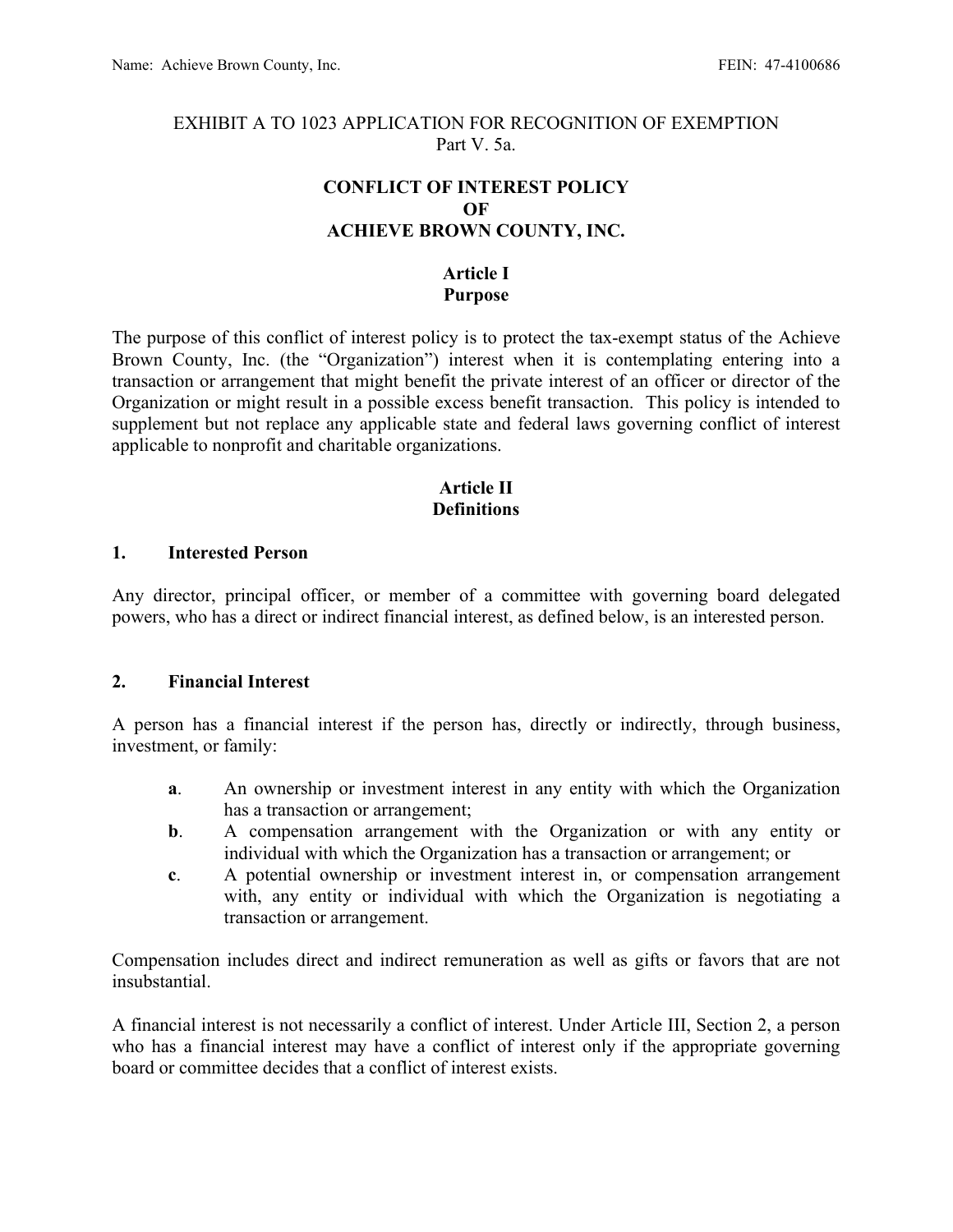Name: Achieve Brown County, Inc. FEIN: 47-4100686

EXHIBIT A TO 1023 APPLICATION FOR RECOGNITION OF EXEMPTION
Part V. 5a.

# CONFLICT OF INTEREST POLICY OF ACHIEVE BROWN COUNTY, INC.

## Article I
## Purpose

The purpose of this conflict of interest policy is to protect the tax-exempt status of the Achieve Brown County, Inc. (the "Organization") interest when it is contemplating entering into a transaction or arrangement that might benefit the private interest of an officer or director of the Organization or might result in a possible excess benefit transaction. This policy is intended to supplement but not replace any applicable state and federal laws governing conflict of interest applicable to nonprofit and charitable organizations.

## Article II
## Definitions

### 1. Interested Person

Any director, principal officer, or member of a committee with governing board delegated powers, who has a direct or indirect financial interest, as defined below, is an interested person.

### 2. Financial Interest

A person has a financial interest if the person has, directly or indirectly, through business, investment, or family:

- **a**. An ownership or investment interest in any entity with which the Organization has a transaction or arrangement;
- **b**. A compensation arrangement with the Organization or with any entity or individual with which the Organization has a transaction or arrangement; or
- **c**. A potential ownership or investment interest in, or compensation arrangement with, any entity or individual with which the Organization is negotiating a transaction or arrangement.

Compensation includes direct and indirect remuneration as well as gifts or favors that are not insubstantial.

A financial interest is not necessarily a conflict of interest. Under Article III, Section 2, a person who has a financial interest may have a conflict of interest only if the appropriate governing board or committee decides that a conflict of interest exists.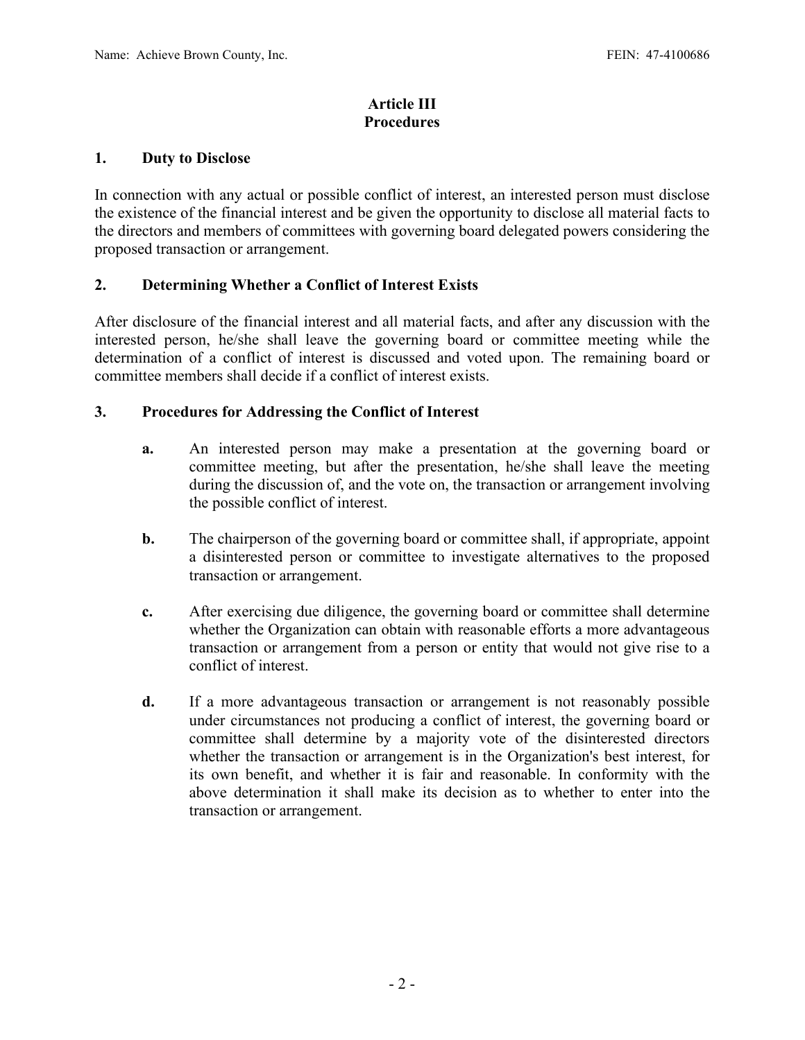## Article III
## Procedures

### 1. Duty to Disclose

In connection with any actual or possible conflict of interest, an interested person must disclose the existence of the financial interest and be given the opportunity to disclose all material facts to the directors and members of committees with governing board delegated powers considering the proposed transaction or arrangement.

### 2. Determining Whether a Conflict of Interest Exists

After disclosure of the financial interest and all material facts, and after any discussion with the interested person, he/she shall leave the governing board or committee meeting while the determination of a conflict of interest is discussed and voted upon. The remaining board or committee members shall decide if a conflict of interest exists.

### 3. Procedures for Addressing the Conflict of Interest

**a.** An interested person may make a presentation at the governing board or committee meeting, but after the presentation, he/she shall leave the meeting during the discussion of, and the vote on, the transaction or arrangement involving the possible conflict of interest.

**b.** The chairperson of the governing board or committee shall, if appropriate, appoint a disinterested person or committee to investigate alternatives to the proposed transaction or arrangement.

**c.** After exercising due diligence, the governing board or committee shall determine whether the Organization can obtain with reasonable efforts a more advantageous transaction or arrangement from a person or entity that would not give rise to a conflict of interest.

**d.** If a more advantageous transaction or arrangement is not reasonably possible under circumstances not producing a conflict of interest, the governing board or committee shall determine by a majority vote of the disinterested directors whether the transaction or arrangement is in the Organization's best interest, for its own benefit, and whether it is fair and reasonable. In conformity with the above determination it shall make its decision as to whether to enter into the transaction or arrangement.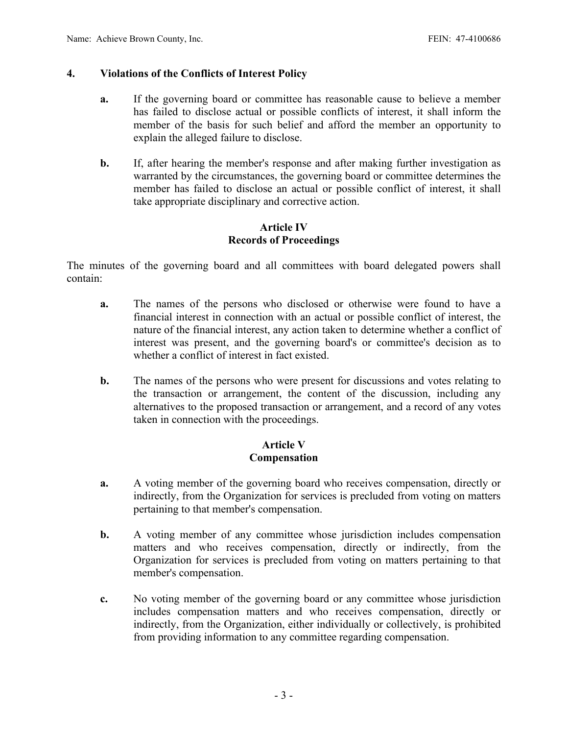**4. Violations of the Conflicts of Interest Policy**

**a.** If the governing board or committee has reasonable cause to believe a member has failed to disclose actual or possible conflicts of interest, it shall inform the member of the basis for such belief and afford the member an opportunity to explain the alleged failure to disclose.

**b.** If, after hearing the member's response and after making further investigation as warranted by the circumstances, the governing board or committee determines the member has failed to disclose an actual or possible conflict of interest, it shall take appropriate disciplinary and corrective action.

## Article IV
## Records of Proceedings

The minutes of the governing board and all committees with board delegated powers shall contain:

**a.** The names of the persons who disclosed or otherwise were found to have a financial interest in connection with an actual or possible conflict of interest, the nature of the financial interest, any action taken to determine whether a conflict of interest was present, and the governing board's or committee's decision as to whether a conflict of interest in fact existed.

**b.** The names of the persons who were present for discussions and votes relating to the transaction or arrangement, the content of the discussion, including any alternatives to the proposed transaction or arrangement, and a record of any votes taken in connection with the proceedings.

## Article V
## Compensation

**a.** A voting member of the governing board who receives compensation, directly or indirectly, from the Organization for services is precluded from voting on matters pertaining to that member's compensation.

**b.** A voting member of any committee whose jurisdiction includes compensation matters and who receives compensation, directly or indirectly, from the Organization for services is precluded from voting on matters pertaining to that member's compensation.

**c.** No voting member of the governing board or any committee whose jurisdiction includes compensation matters and who receives compensation, directly or indirectly, from the Organization, either individually or collectively, is prohibited from providing information to any committee regarding compensation.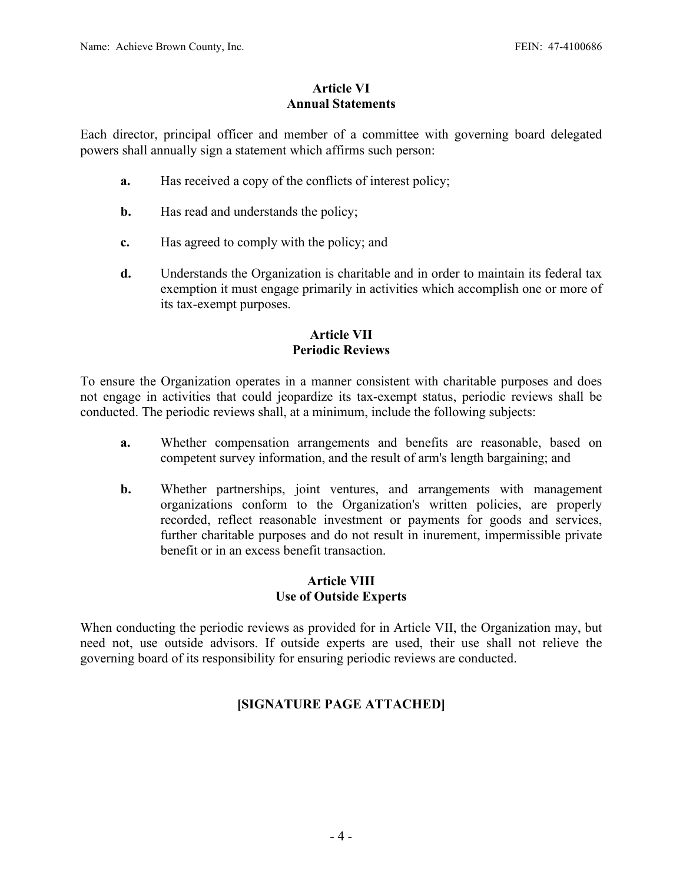## Article VI
## Annual Statements

Each director, principal officer and member of a committee with governing board delegated powers shall annually sign a statement which affirms such person:

**a.** Has received a copy of the conflicts of interest policy;

**b.** Has read and understands the policy;

**c.** Has agreed to comply with the policy; and

**d.** Understands the Organization is charitable and in order to maintain its federal tax exemption it must engage primarily in activities which accomplish one or more of its tax-exempt purposes.

## Article VII
## Periodic Reviews

To ensure the Organization operates in a manner consistent with charitable purposes and does not engage in activities that could jeopardize its tax-exempt status, periodic reviews shall be conducted. The periodic reviews shall, at a minimum, include the following subjects:

**a.** Whether compensation arrangements and benefits are reasonable, based on competent survey information, and the result of arm's length bargaining; and

**b.** Whether partnerships, joint ventures, and arrangements with management organizations conform to the Organization's written policies, are properly recorded, reflect reasonable investment or payments for goods and services, further charitable purposes and do not result in inurement, impermissible private benefit or in an excess benefit transaction.

## Article VIII
## Use of Outside Experts

When conducting the periodic reviews as provided for in Article VII, the Organization may, but need not, use outside advisors. If outside experts are used, their use shall not relieve the governing board of its responsibility for ensuring periodic reviews are conducted.

**[SIGNATURE PAGE ATTACHED]**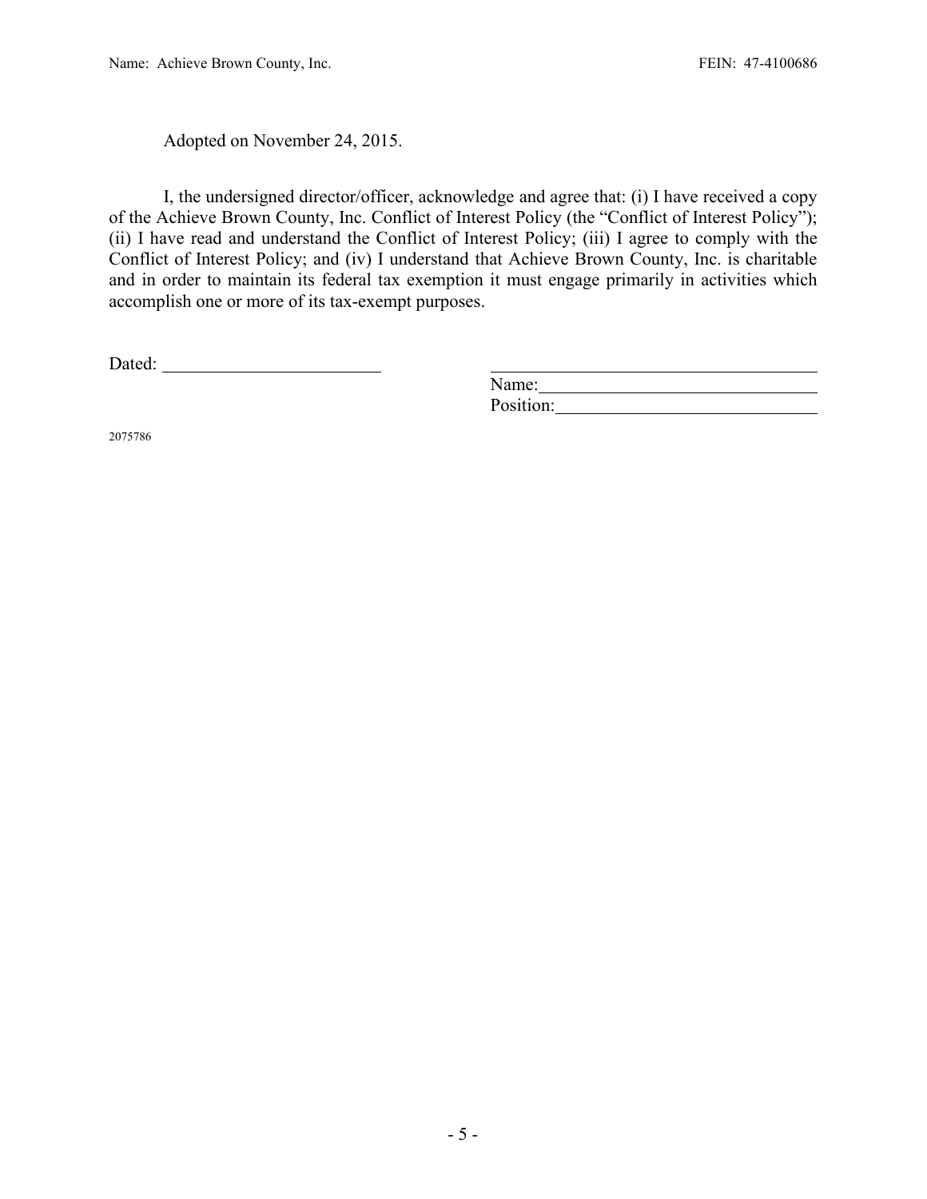Adopted on November 24, 2015.

I, the undersigned director/officer, acknowledge and agree that: (i) I have received a copy of the Achieve Brown County, Inc. Conflict of Interest Policy (the "Conflict of Interest Policy"); (ii) I have read and understand the Conflict of Interest Policy; (iii) I agree to comply with the Conflict of Interest Policy; and (iv) I understand that Achieve Brown County, Inc. is charitable and in order to maintain its federal tax exemption it must engage primarily in activities which accomplish one or more of its tax-exempt purposes.

Dated: ________________________

\_\_\_\_\_\_\_\_\_\_\_\_\_\_\_\_\_\_\_\_\_\_\_\_\_\_\_\_\_\_\_\_\_\_\_\_

Name: ______________________________

Position: ____________________________

2075786